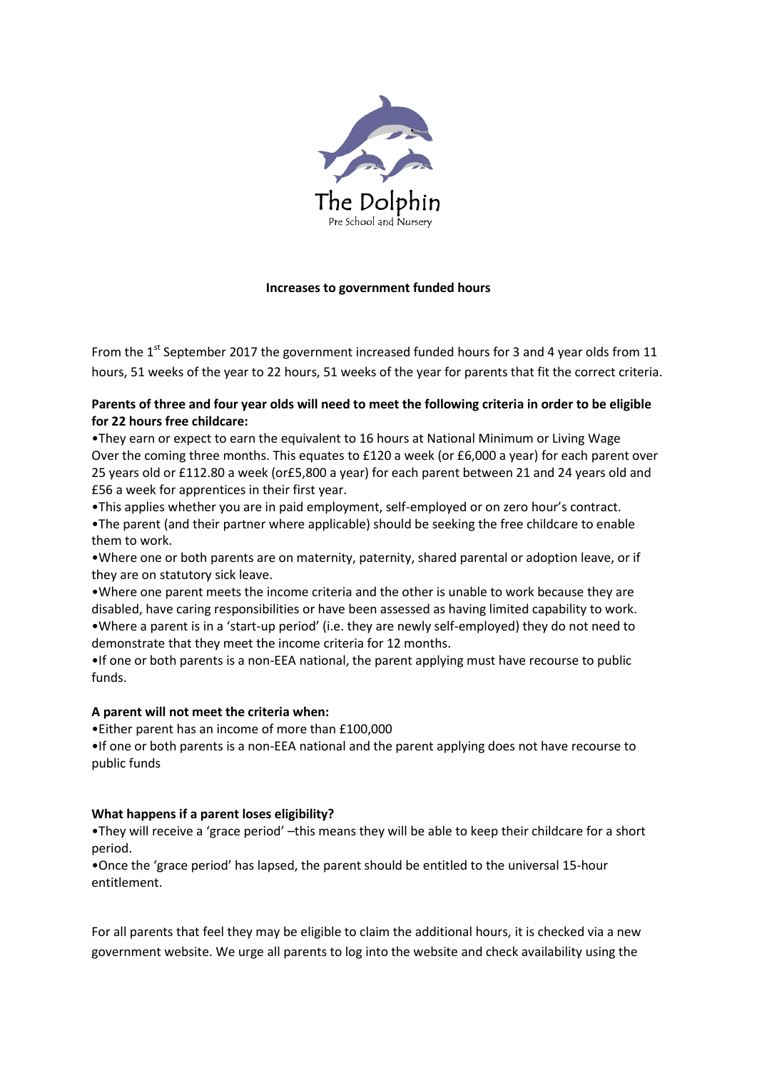The Dolphin
Pre School and Nursery

**Increases to government funded hours**

From the 1st September 2017 the government increased funded hours for 3 and 4 year olds from 11 hours, 51 weeks of the year to 22 hours, 51 weeks of the year for parents that fit the correct criteria.

**Parents of three and four year olds will need to meet the following criteria in order to be eligible for 22 hours free childcare:**

•They earn or expect to earn the equivalent to 16 hours at National Minimum or Living Wage Over the coming three months. This equates to £120 a week (or £6,000 a year) for each parent over 25 years old or £112.80 a week (or£5,800 a year) for each parent between 21 and 24 years old and £56 a week for apprentices in their first year.
•This applies whether you are in paid employment, self-employed or on zero hour's contract.
•The parent (and their partner where applicable) should be seeking the free childcare to enable them to work.
•Where one or both parents are on maternity, paternity, shared parental or adoption leave, or if they are on statutory sick leave.
•Where one parent meets the income criteria and the other is unable to work because they are disabled, have caring responsibilities or have been assessed as having limited capability to work.
•Where a parent is in a 'start-up period' (i.e. they are newly self-employed) they do not need to demonstrate that they meet the income criteria for 12 months.
•If one or both parents is a non-EEA national, the parent applying must have recourse to public funds.

**A parent will not meet the criteria when:**

•Either parent has an income of more than £100,000
•If one or both parents is a non-EEA national and the parent applying does not have recourse to public funds

**What happens if a parent loses eligibility?**

•They will receive a 'grace period' –this means they will be able to keep their childcare for a short period.
•Once the 'grace period' has lapsed, the parent should be entitled to the universal 15-hour entitlement.

For all parents that feel they may be eligible to claim the additional hours, it is checked via a new government website. We urge all parents to log into the website and check availability using the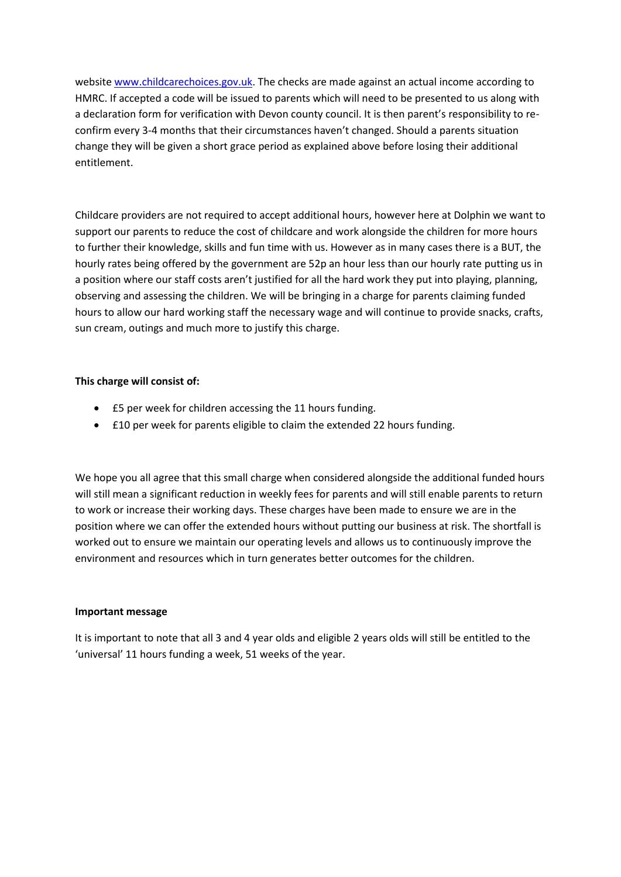website [www.childcarechoices.gov.uk](http://www.childcarechoices.gov.uk). The checks are made against an actual income according to HMRC. If accepted a code will be issued to parents which will need to be presented to us along with a declaration form for verification with Devon county council. It is then parent's responsibility to re-confirm every 3-4 months that their circumstances haven't changed. Should a parents situation change they will be given a short grace period as explained above before losing their additional entitlement.

Childcare providers are not required to accept additional hours, however here at Dolphin we want to support our parents to reduce the cost of childcare and work alongside the children for more hours to further their knowledge, skills and fun time with us. However as in many cases there is a BUT, the hourly rates being offered by the government are 52p an hour less than our hourly rate putting us in a position where our staff costs aren't justified for all the hard work they put into playing, planning, observing and assessing the children. We will be bringing in a charge for parents claiming funded hours to allow our hard working staff the necessary wage and will continue to provide snacks, crafts, sun cream, outings and much more to justify this charge.

**This charge will consist of:**

- £5 per week for children accessing the 11 hours funding.
- £10 per week for parents eligible to claim the extended 22 hours funding.

We hope you all agree that this small charge when considered alongside the additional funded hours will still mean a significant reduction in weekly fees for parents and will still enable parents to return to work or increase their working days. These charges have been made to ensure we are in the position where we can offer the extended hours without putting our business at risk. The shortfall is worked out to ensure we maintain our operating levels and allows us to continuously improve the environment and resources which in turn generates better outcomes for the children.

**Important message**

It is important to note that all 3 and 4 year olds and eligible 2 years olds will still be entitled to the 'universal' 11 hours funding a week, 51 weeks of the year.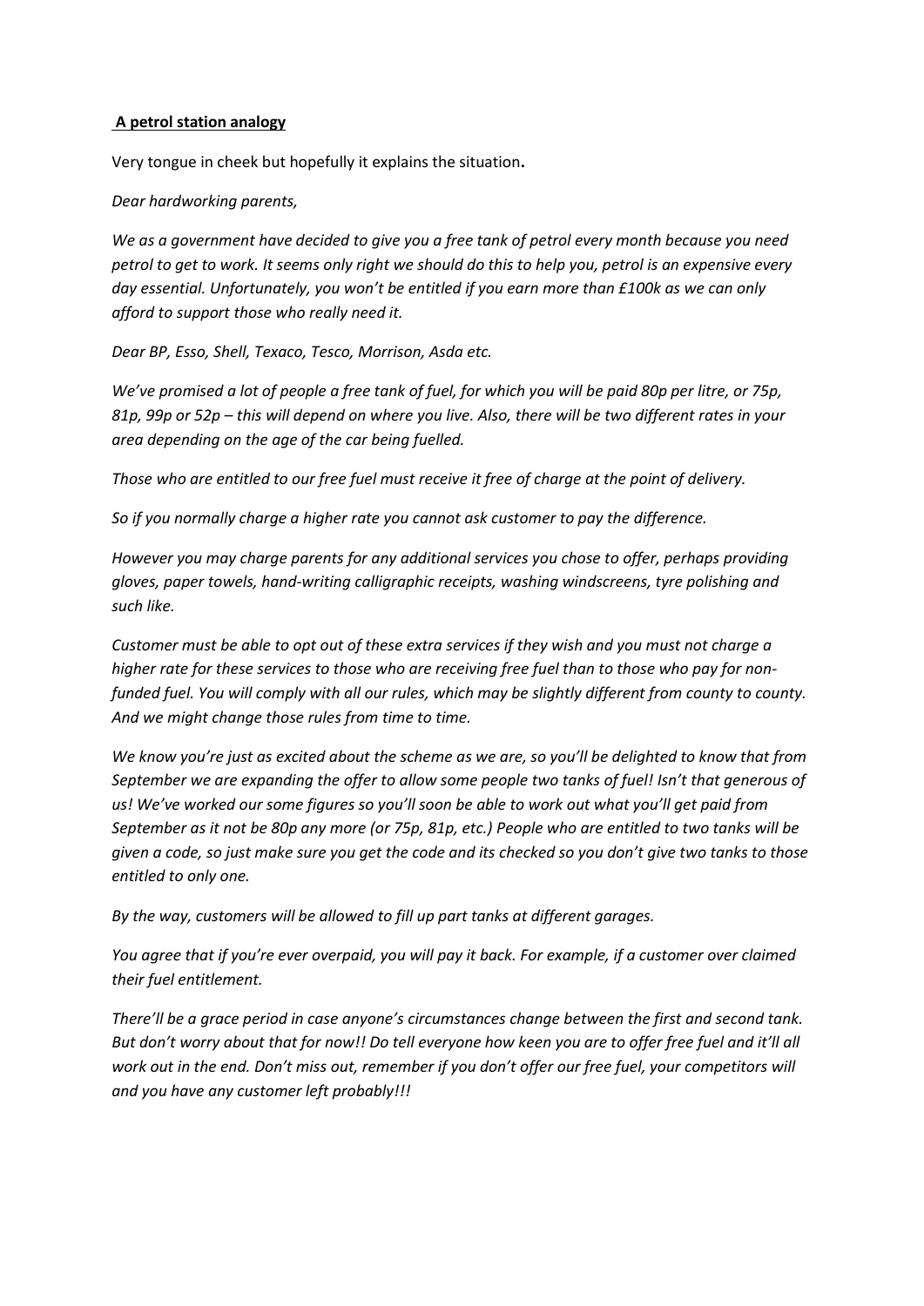**A petrol station analogy**

Very tongue in cheek but hopefully it explains the situation**.**

*Dear hardworking parents,*

*We as a government have decided to give you a free tank of petrol every month because you need petrol to get to work. It seems only right we should do this to help you, petrol is an expensive every day essential. Unfortunately, you won't be entitled if you earn more than £100k as we can only afford to support those who really need it.*

*Dear BP, Esso, Shell, Texaco, Tesco, Morrison, Asda etc.*

*We've promised a lot of people a free tank of fuel, for which you will be paid 80p per litre, or 75p, 81p, 99p or 52p – this will depend on where you live. Also, there will be two different rates in your area depending on the age of the car being fuelled.*

*Those who are entitled to our free fuel must receive it free of charge at the point of delivery.*

*So if you normally charge a higher rate you cannot ask customer to pay the difference.*

*However you may charge parents for any additional services you chose to offer, perhaps providing gloves, paper towels, hand-writing calligraphic receipts, washing windscreens, tyre polishing and such like.*

*Customer must be able to opt out of these extra services if they wish and you must not charge a higher rate for these services to those who are receiving free fuel than to those who pay for non-funded fuel. You will comply with all our rules, which may be slightly different from county to county. And we might change those rules from time to time.*

*We know you're just as excited about the scheme as we are, so you'll be delighted to know that from September we are expanding the offer to allow some people two tanks of fuel! Isn't that generous of us! We've worked our some figures so you'll soon be able to work out what you'll get paid from September as it not be 80p any more (or 75p, 81p, etc.) People who are entitled to two tanks will be given a code, so just make sure you get the code and its checked so you don't give two tanks to those entitled to only one.*

*By the way, customers will be allowed to fill up part tanks at different garages.*

*You agree that if you're ever overpaid, you will pay it back. For example, if a customer over claimed their fuel entitlement.*

*There'll be a grace period in case anyone's circumstances change between the first and second tank. But don't worry about that for now!! Do tell everyone how keen you are to offer free fuel and it'll all work out in the end. Don't miss out, remember if you don't offer our free fuel, your competitors will and you have any customer left probably!!!*